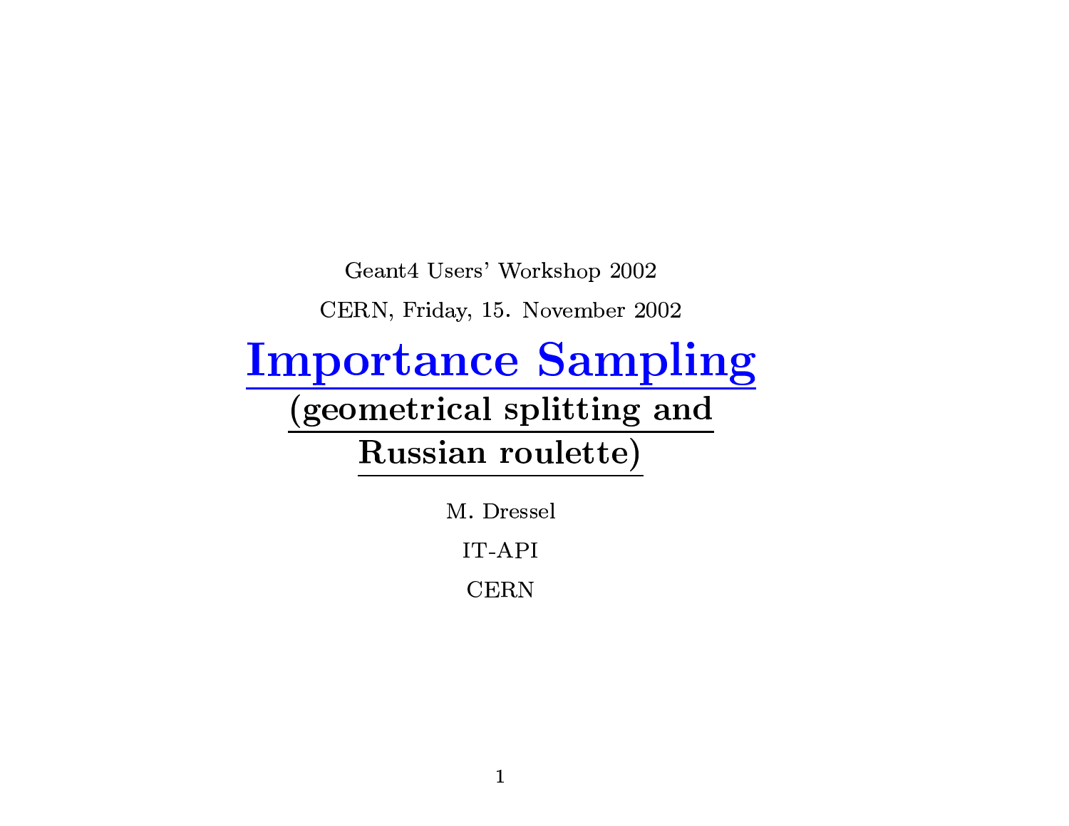Geant4 Users' Workshop 2002

CERN, Friday, 15. November 2002

# Importance Sampling

## (geometrical splitting and Russian roulette)

M. Dressel

IT-API

CERN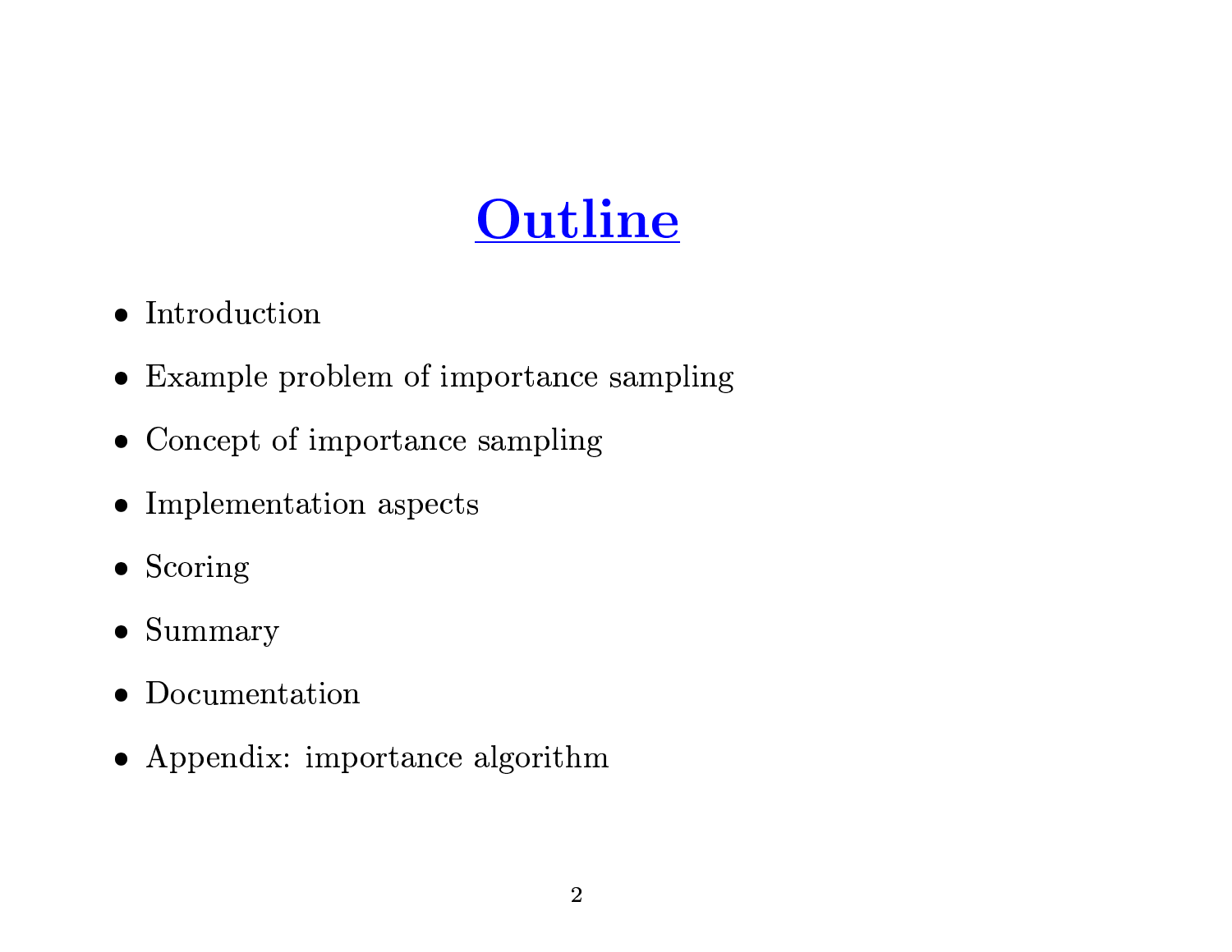# Outline

- Introduction
- Example problem of importance sampling
- Concept of importance sampling
- Implementation aspects
- Scoring
- Summary
- Documentation
- Appendix: importance algorithm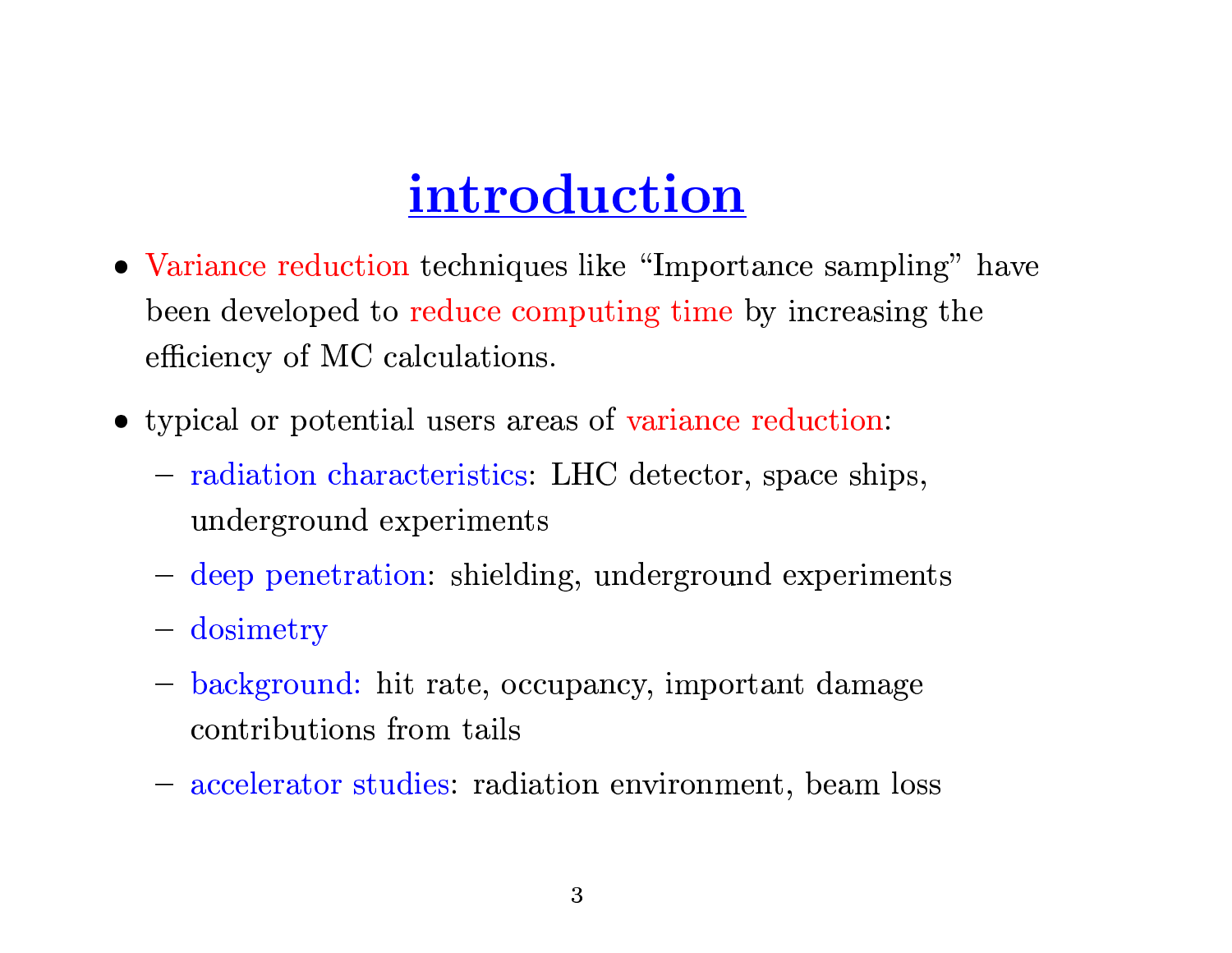# introduction

- Variance reduction techniques like "Importance sampling" have been developed to reduce computing time by increasing the efficiency of MC calculations.
- typical or potential users areas of variance reduction:
  - radiation characteristics: LHC detector, space ships, underground experiments
  - deep penetration: shielding, underground experiments
  - dosimetry
  - background: hit rate, occupancy, important damage contributions from tails
  - accelerator studies: radiation environment, beam loss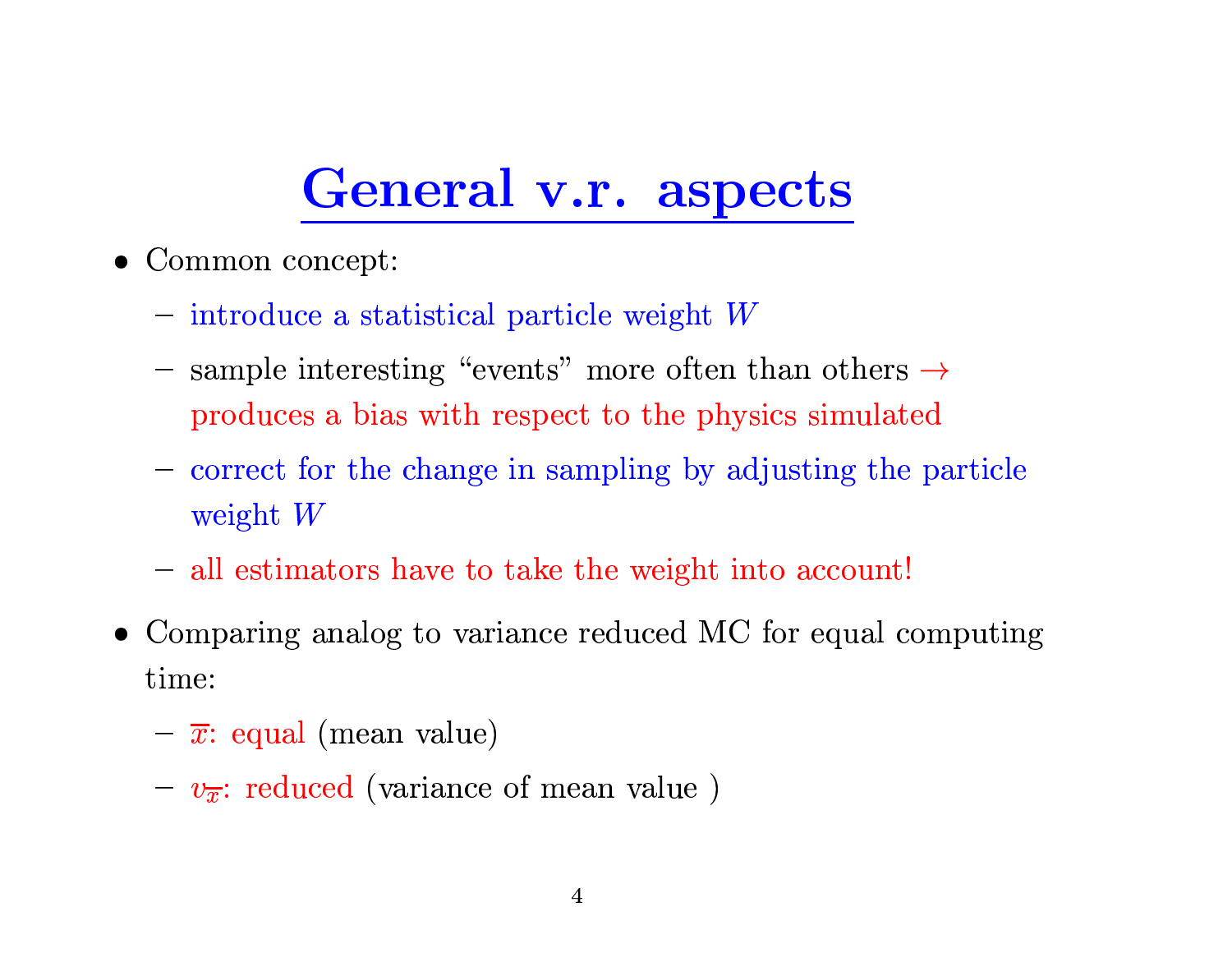# General v.r. aspects

- Common concept:
  - introduce a statistical particle weight $W$
  - sample interesting "events" more often than others $\rightarrow$ produces a bias with respect to the physics simulated
  - correct for the change in sampling by adjusting the particle weight $W$
  - all estimators have to take the weight into account!
- Comparing analog to variance reduced MC for equal computing time:
  - $\overline{x}$: equal (mean value)
  - $v_{\overline{x}}$: reduced (variance of mean value )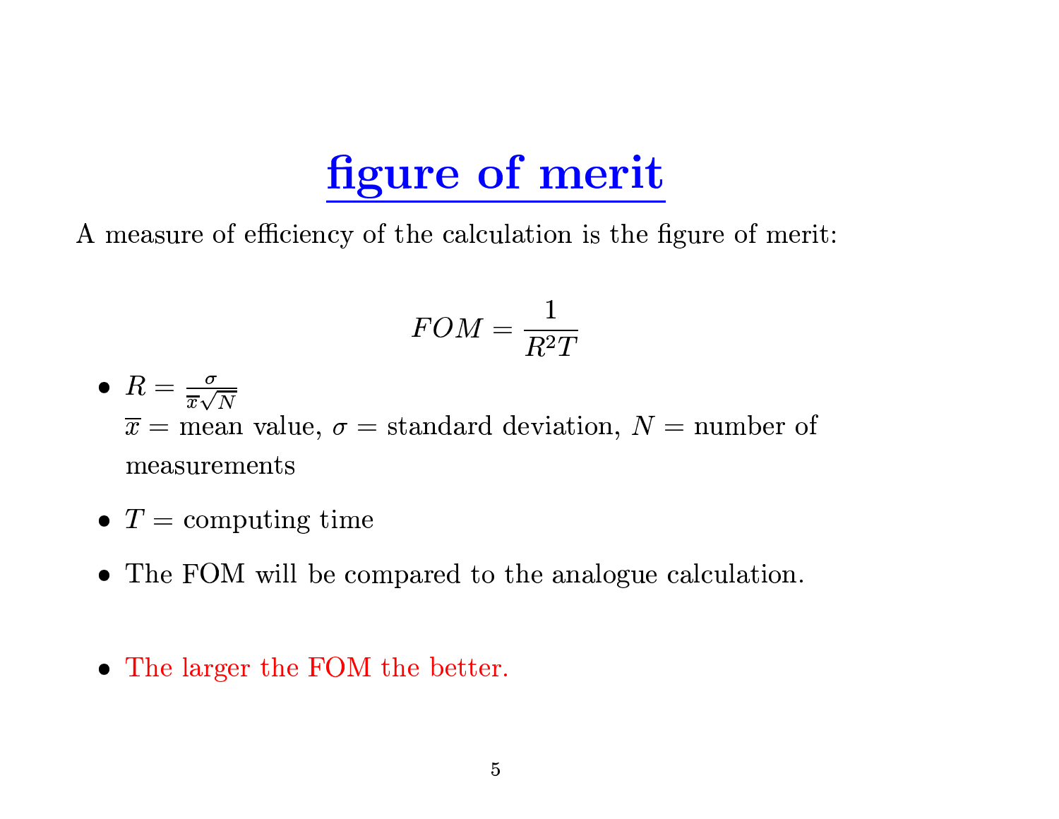# figure of merit

A measure of efficiency of the calculation is the figure of merit:

$$FOM = \frac{1}{R^2 T}$$

- $R = \frac{\sigma}{\overline{x}\sqrt{N}}$
  $\overline{x}$ = mean value, $\sigma$ = standard deviation, $N$ = number of measurements
- $T$ = computing time
- The FOM will be compared to the analogue calculation.
- The larger the FOM the better.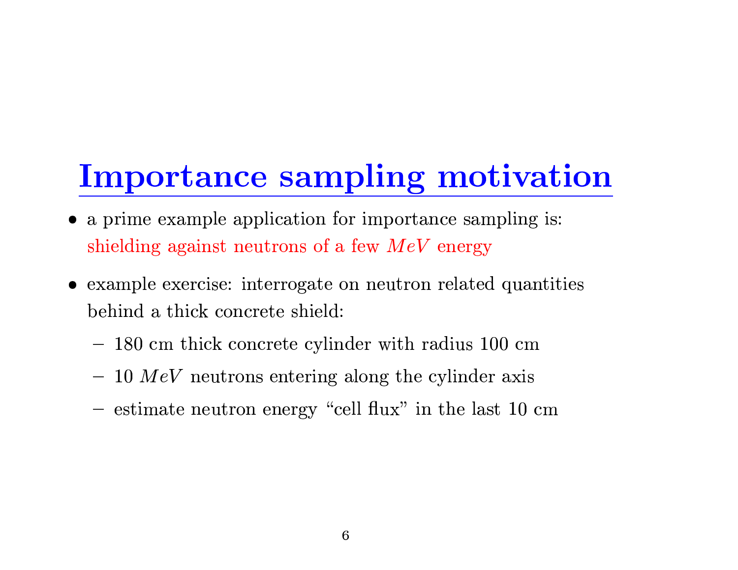# Importance sampling motivation

- a prime example application for importance sampling is: shielding against neutrons of a few $MeV$ energy
- example exercise: interrogate on neutron related quantities behind a thick concrete shield:
  - 180 cm thick concrete cylinder with radius 100 cm
  - 10 $MeV$ neutrons entering along the cylinder axis
  - estimate neutron energy "cell flux" in the last 10 cm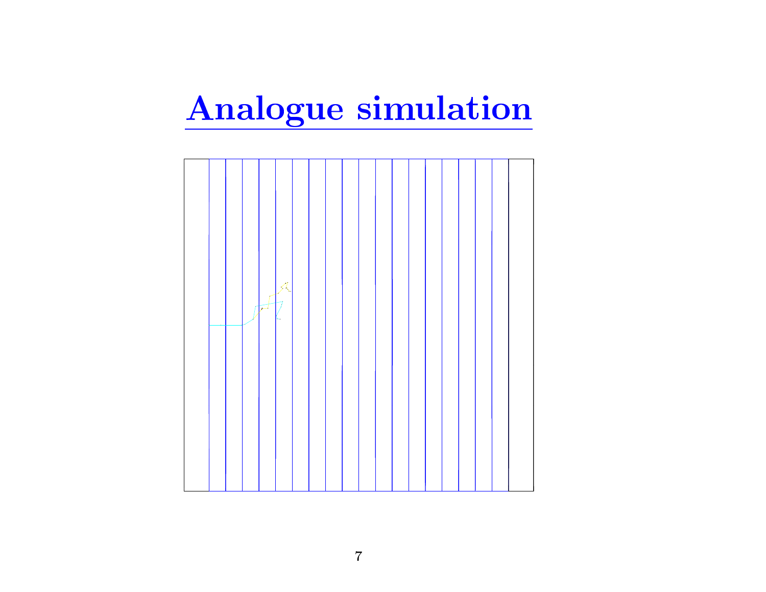# Analogue simulation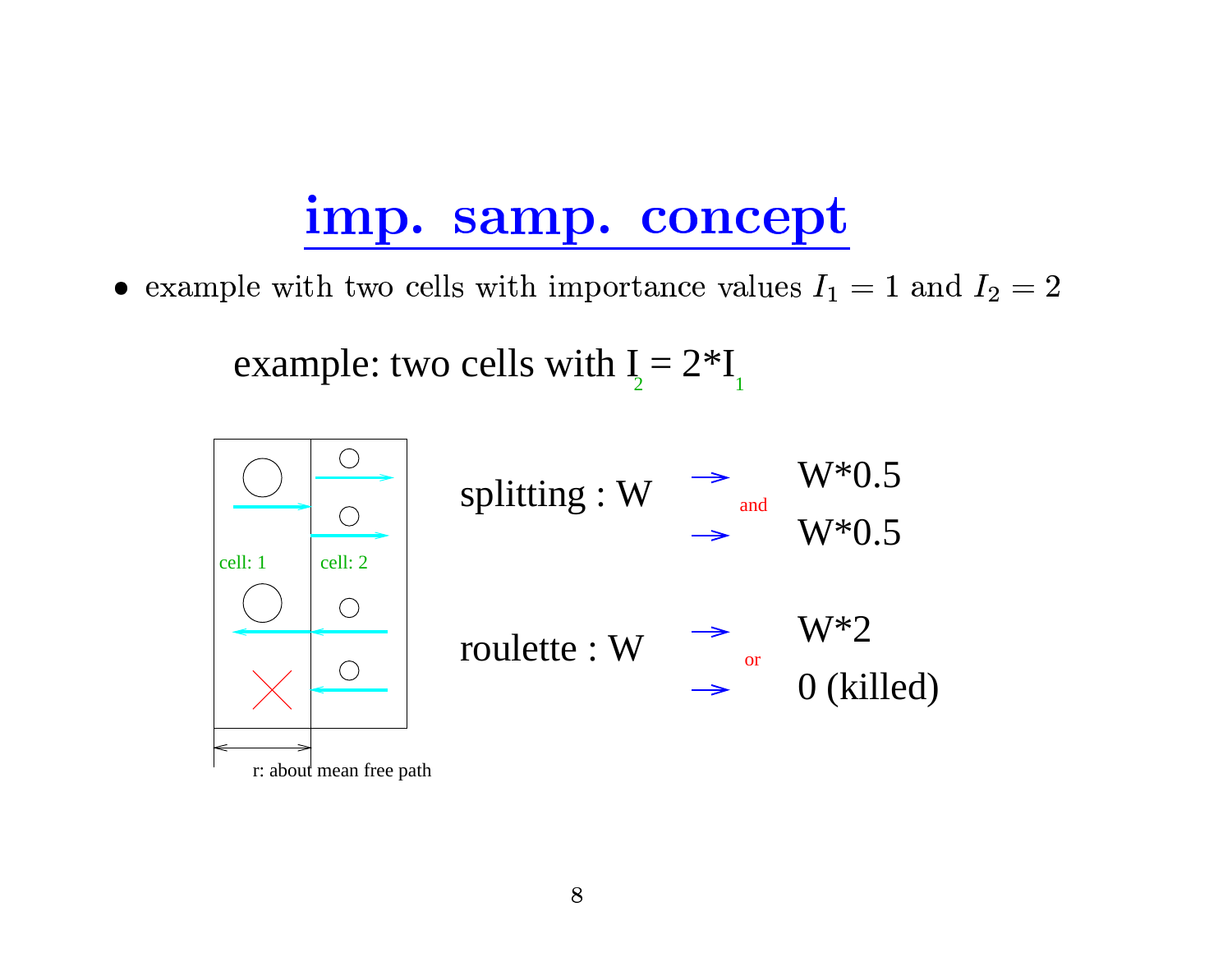# imp. samp. concept

- example with two cells with importance values $I_1 = 1$ and $I_2 = 2$

example: two cells with $I_2 = 2*I_1$

cell: 1 cell: 2

splitting : W → W*0.5 and → W*0.5

roulette : W → W*2 or → 0 (killed)

r: about mean free path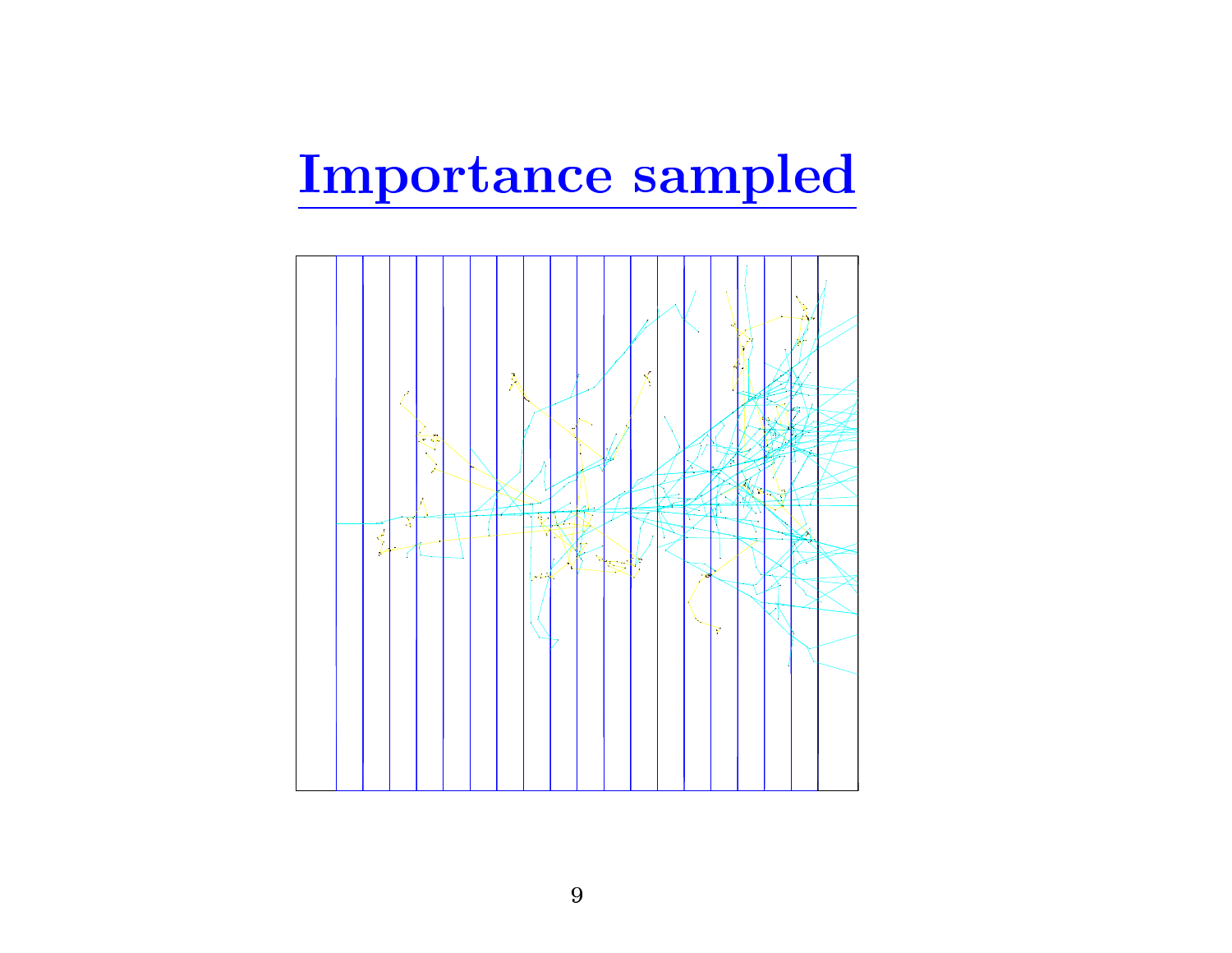# Importance sampled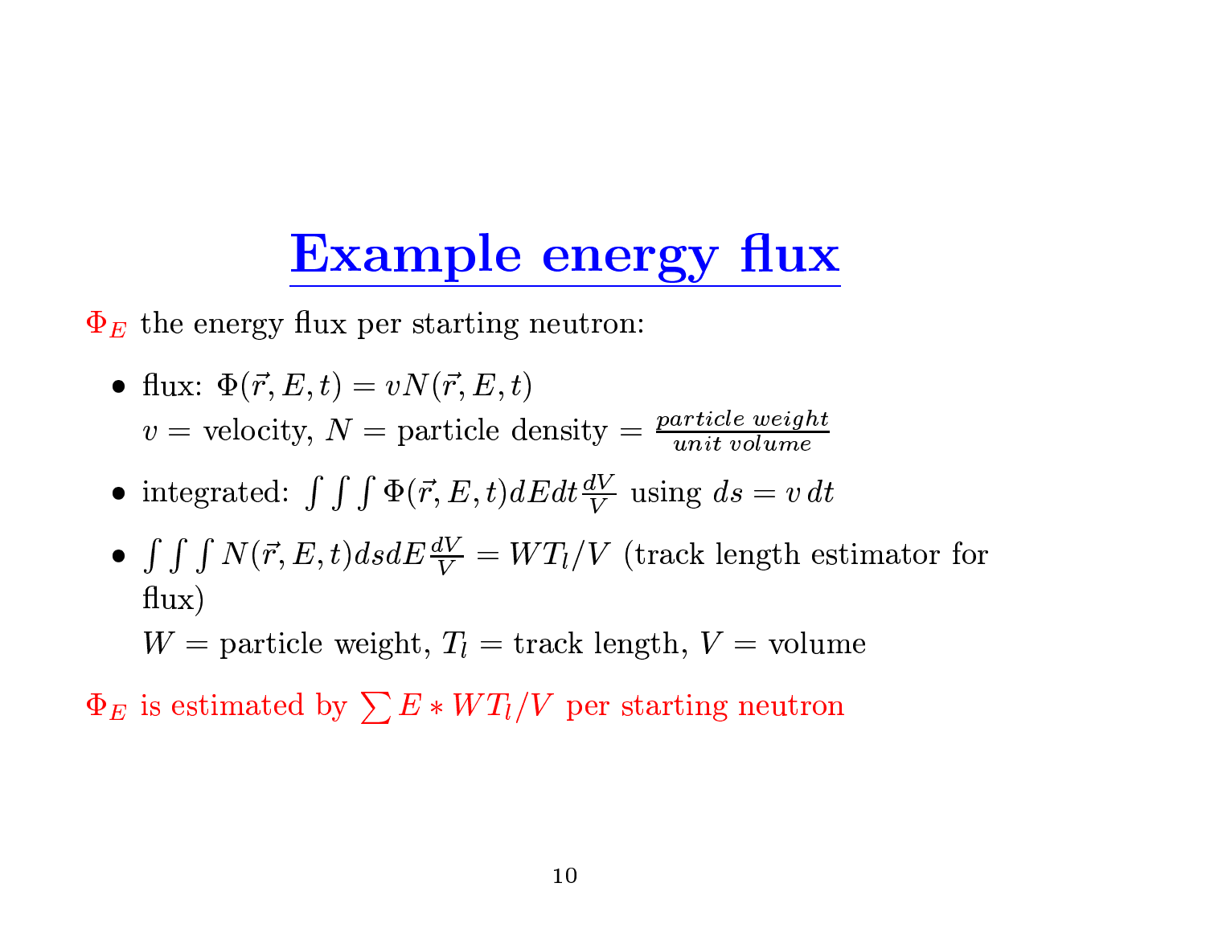# Example energy flux

$\Phi_E$ the energy flux per starting neutron:

- flux: $\Phi(\vec{r}, E, t) = vN(\vec{r}, E, t)$
  $v$ = velocity, $N$ = particle density = $\frac{particle\ weight}{unit\ volume}$
- integrated: $\int\int\int \Phi(\vec{r}, E, t) dE dt \frac{dV}{V}$ using $ds = v\, dt$
- $\int\int\int N(\vec{r}, E, t) ds dE \frac{dV}{V} = WT_l/V$ (track length estimator for flux)
  $W$ = particle weight, $T_l$ = track length, $V$ = volume

$\Phi_E$ is estimated by $\sum E * WT_l/V$ per starting neutron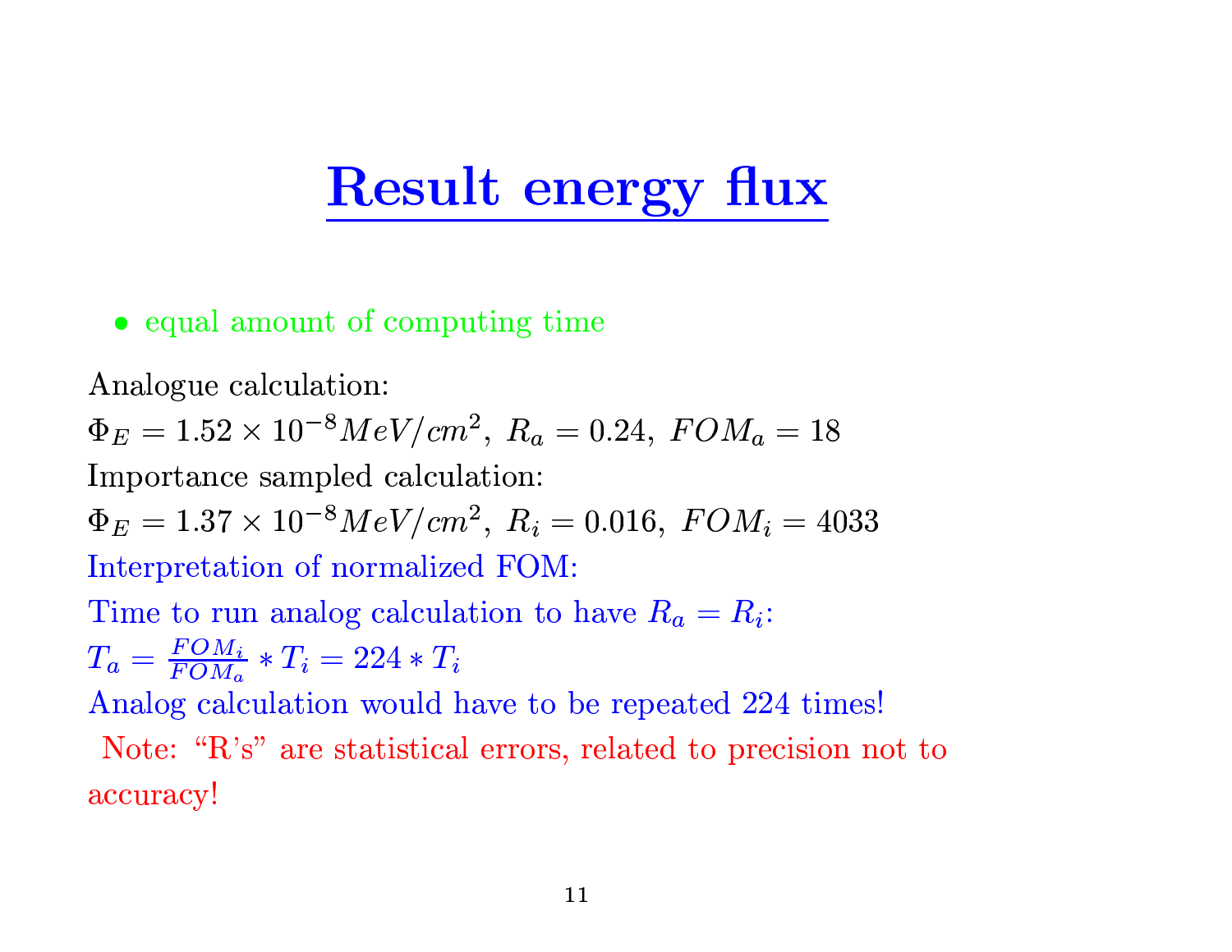# Result energy flux

- equal amount of computing time

Analogue calculation:

$\Phi_E = 1.52 \times 10^{-8} MeV/cm^2,\ R_a = 0.24,\ FOM_a = 18$

Importance sampled calculation:

$\Phi_E = 1.37 \times 10^{-8} MeV/cm^2,\ R_i = 0.016,\ FOM_i = 4033$

Interpretation of normalized FOM:

Time to run analog calculation to have $R_a = R_i$:

$T_a = \frac{FOM_i}{FOM_a} * T_i = 224 * T_i$

Analog calculation would have to be repeated 224 times!

Note: "R's" are statistical errors, related to precision not to accuracy!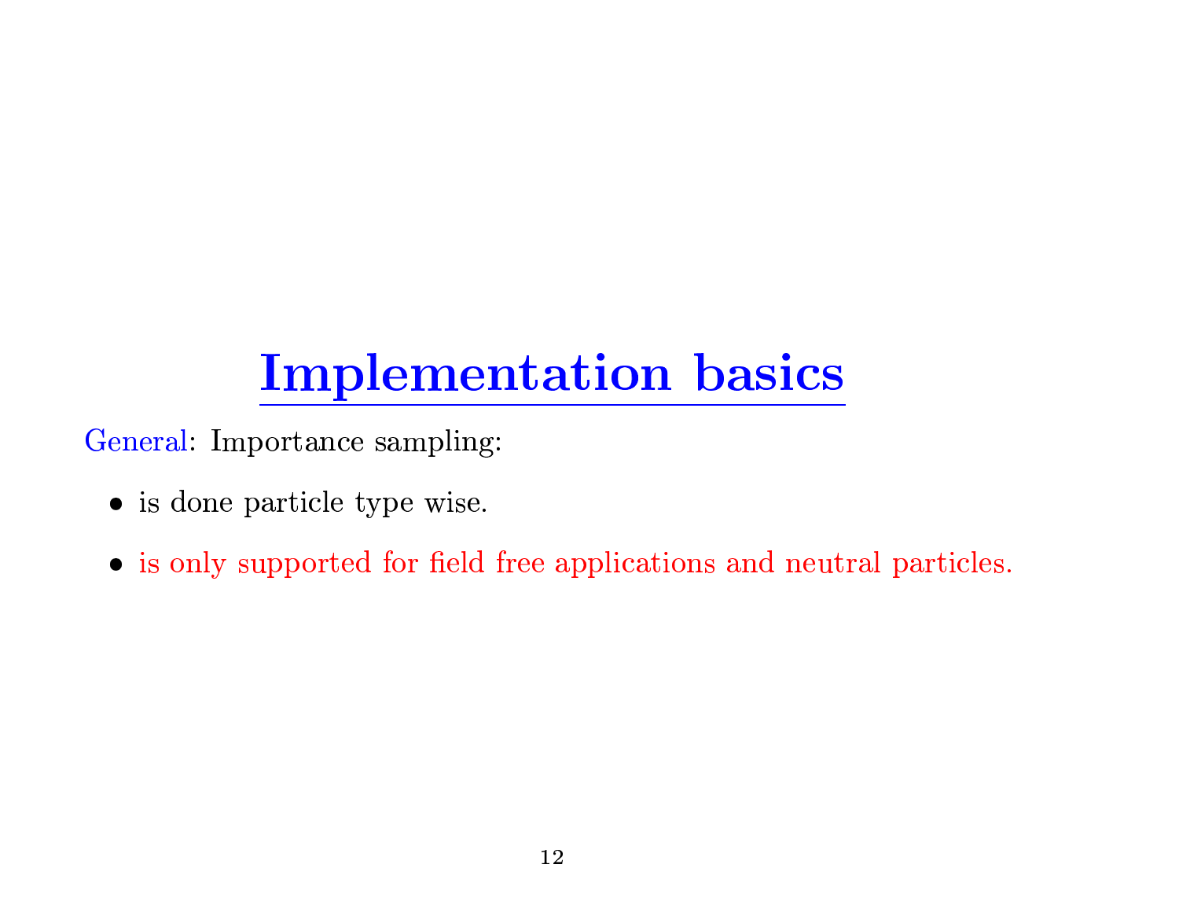# Implementation basics

General: Importance sampling:

- is done particle type wise.
- is only supported for field free applications and neutral particles.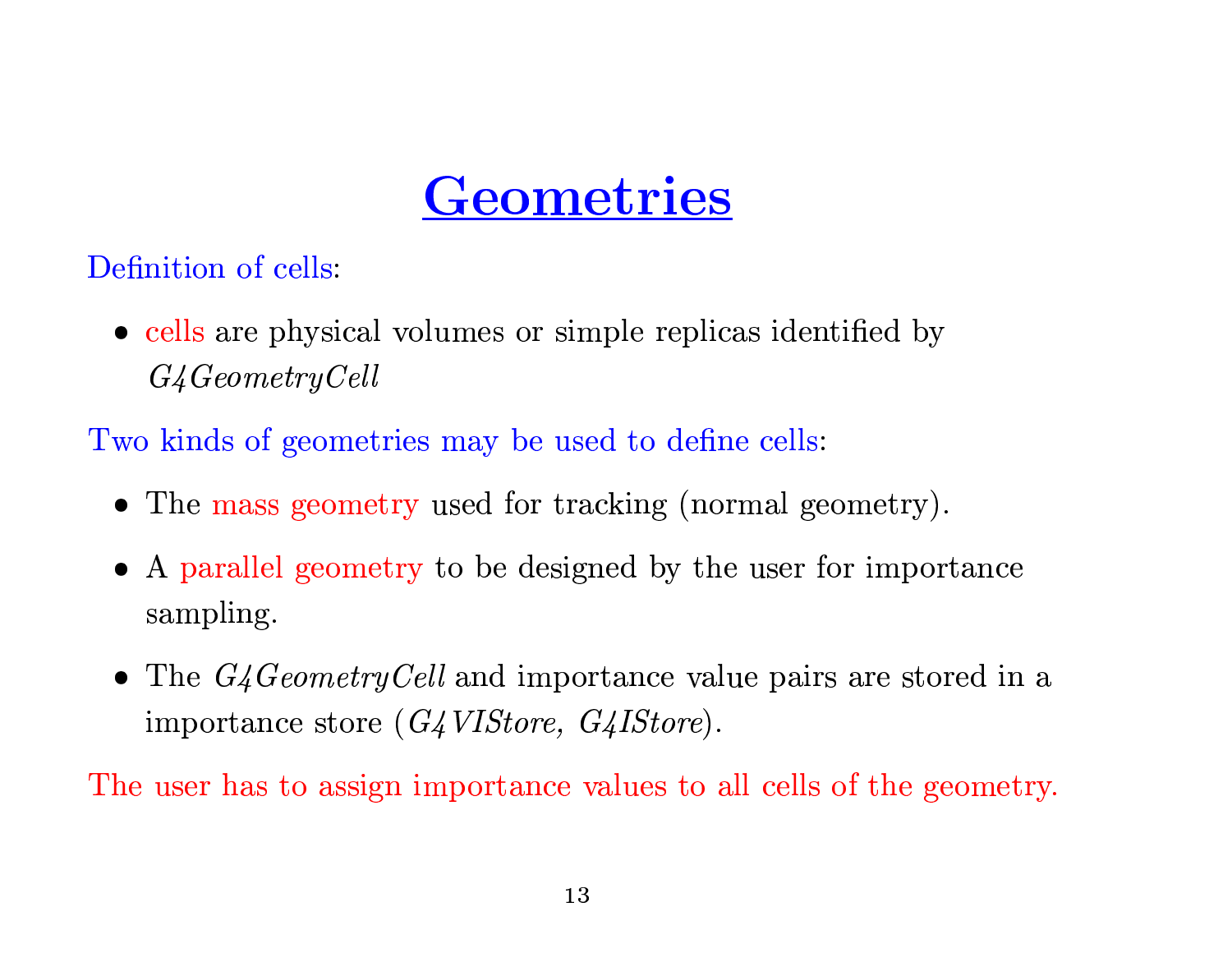# Geometries

Definition of cells:

- cells are physical volumes or simple replicas identified by *G4GeometryCell*

Two kinds of geometries may be used to define cells:

- The mass geometry used for tracking (normal geometry).
- A parallel geometry to be designed by the user for importance sampling.
- The *G4GeometryCell* and importance value pairs are stored in a importance store (*G4VIStore, G4IStore*).

The user has to assign importance values to all cells of the geometry.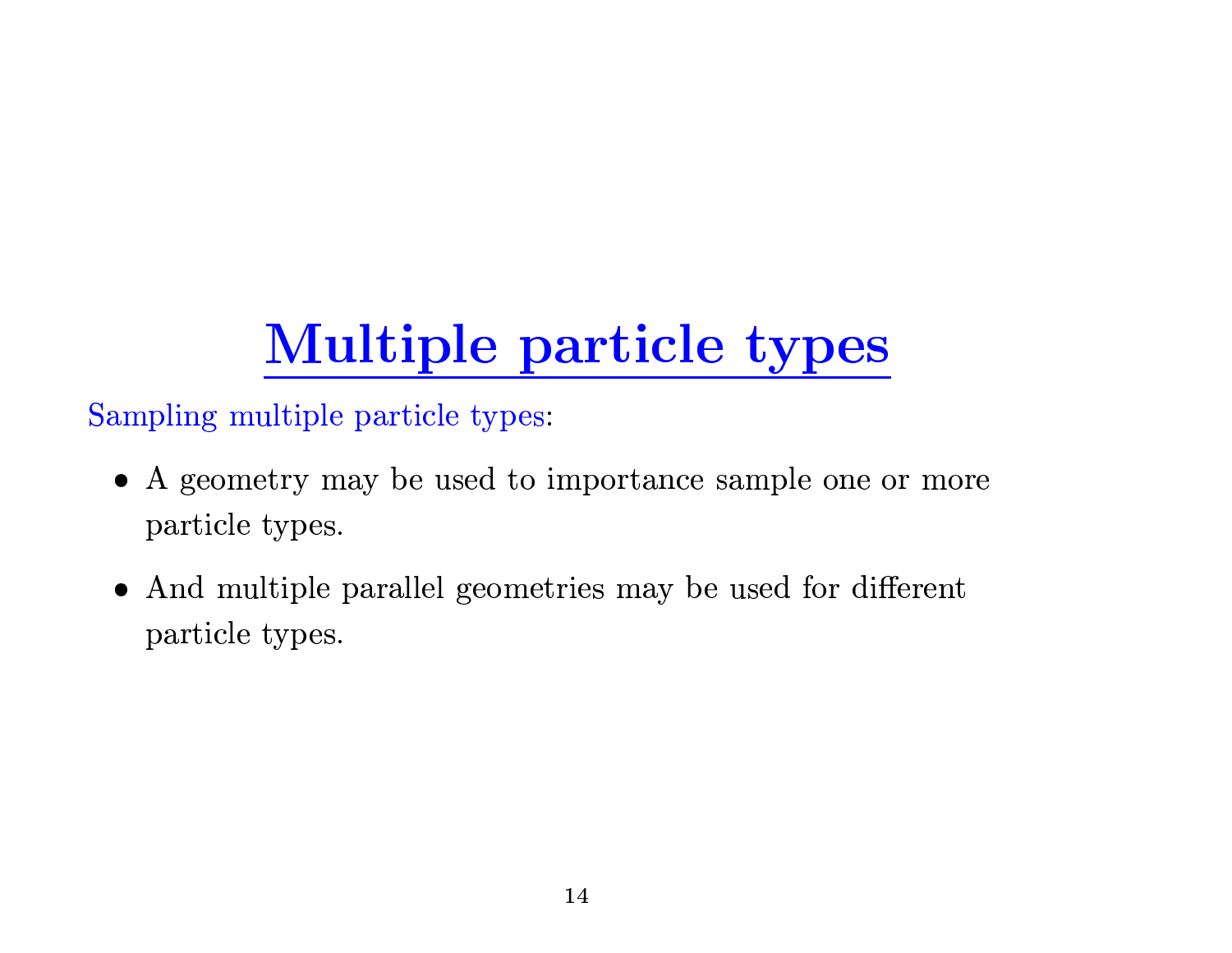# Multiple particle types

Sampling multiple particle types:

- A geometry may be used to importance sample one or more particle types.
- And multiple parallel geometries may be used for different particle types.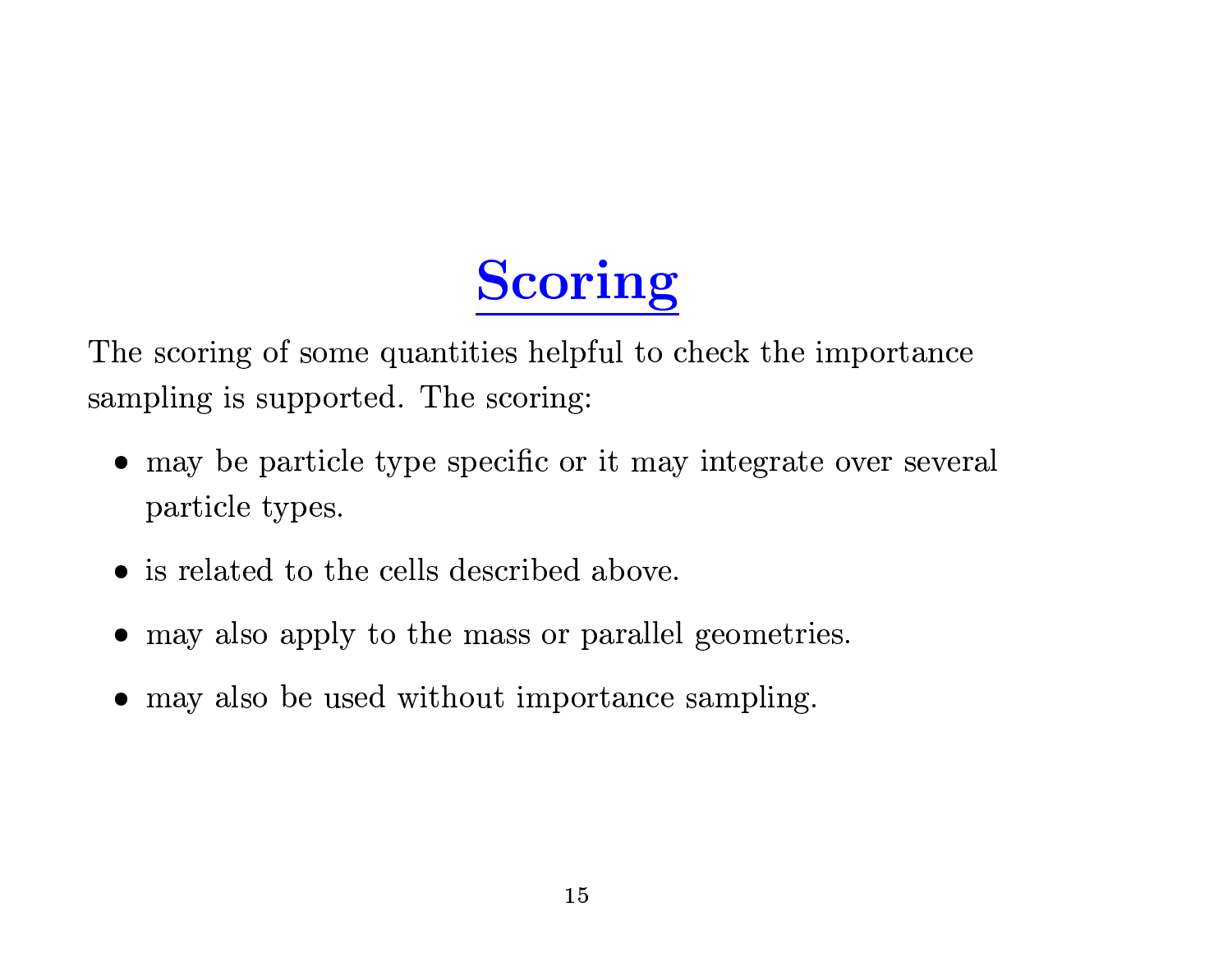# Scoring

The scoring of some quantities helpful to check the importance sampling is supported. The scoring:

- may be particle type specific or it may integrate over several particle types.
- is related to the cells described above.
- may also apply to the mass or parallel geometries.
- may also be used without importance sampling.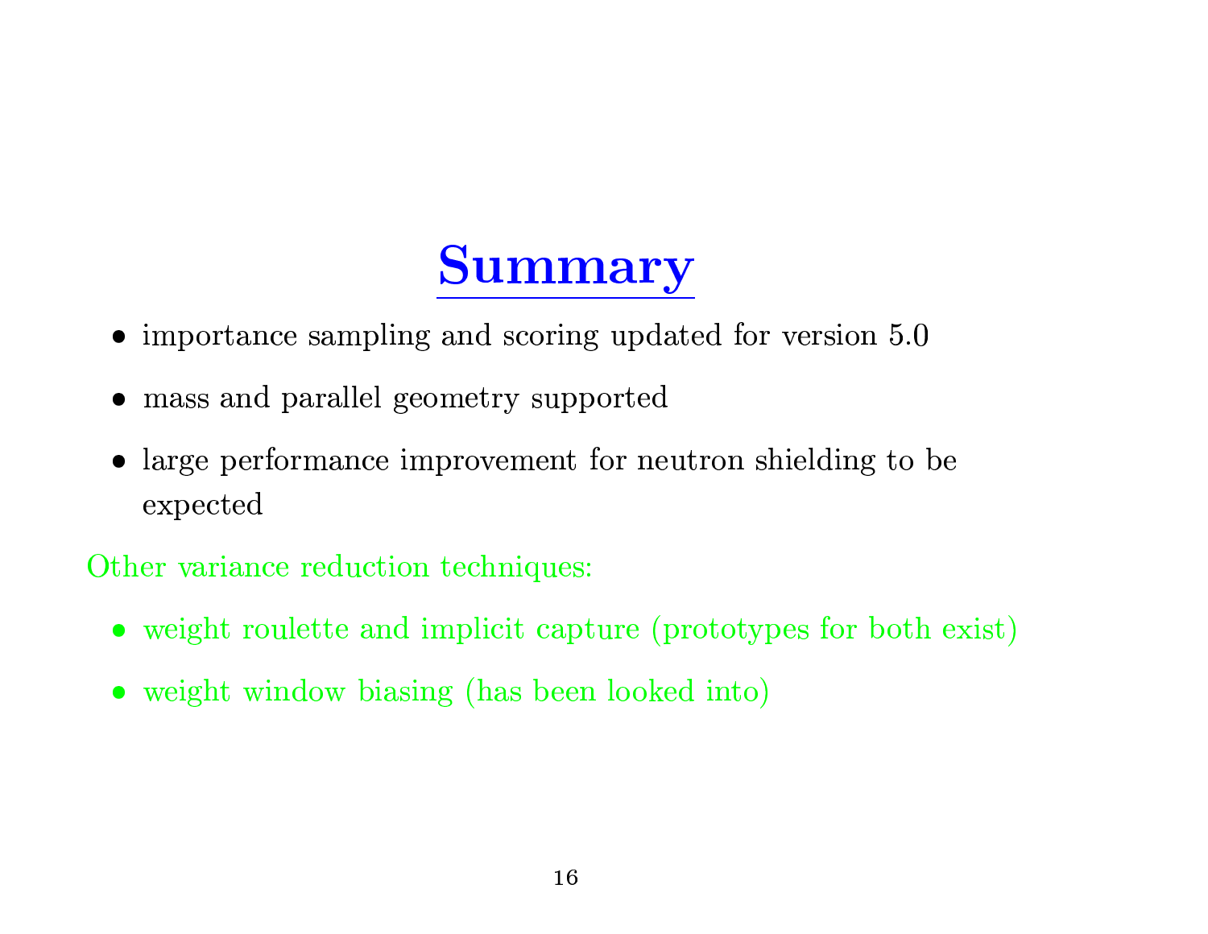# Summary

- importance sampling and scoring updated for version 5.0
- mass and parallel geometry supported
- large performance improvement for neutron shielding to be expected

Other variance reduction techniques:

- weight roulette and implicit capture (prototypes for both exist)
- weight window biasing (has been looked into)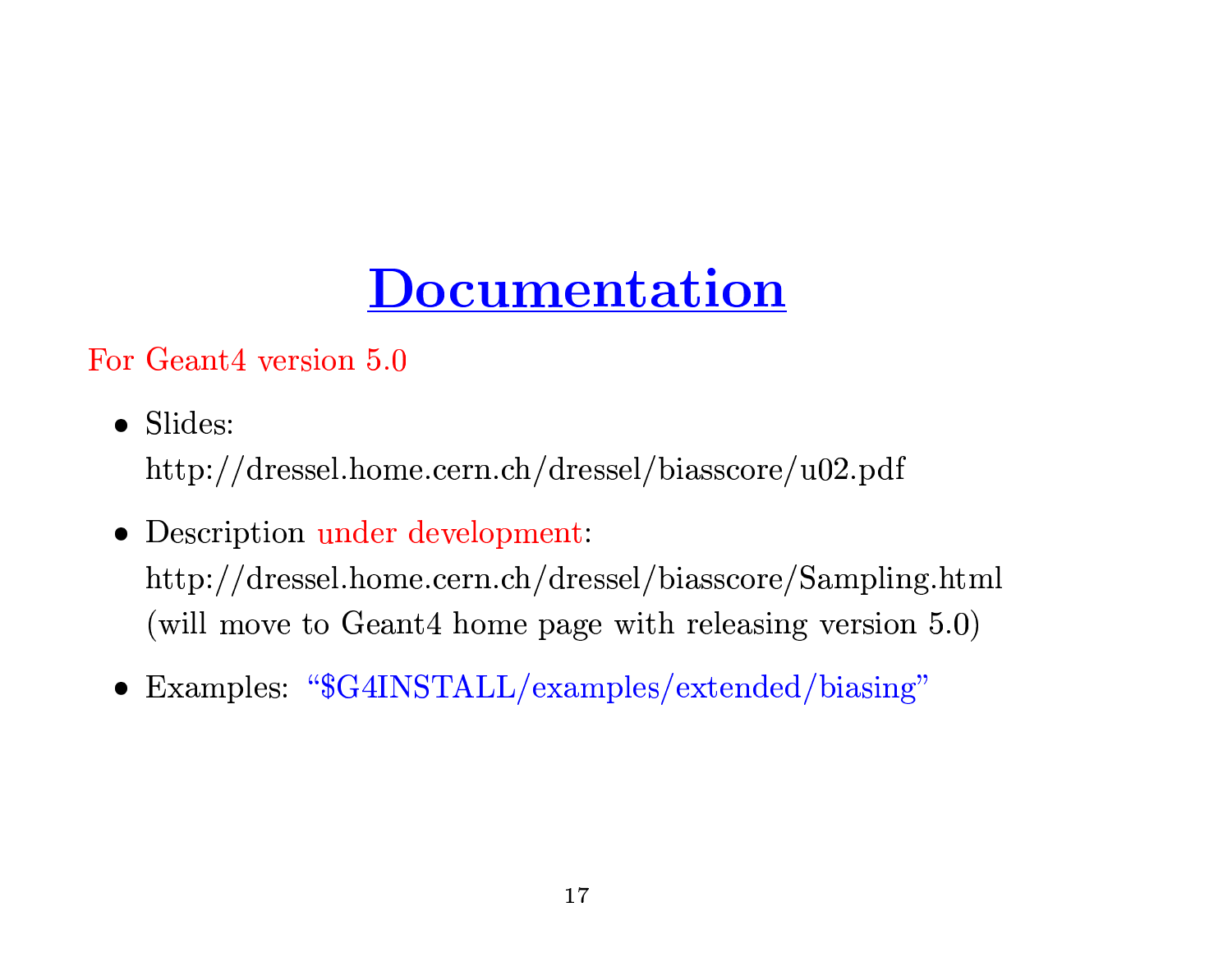# Documentation

For Geant4 version 5.0

- Slides:
  http://dressel.home.cern.ch/dressel/biasscore/u02.pdf
- Description under development:
  http://dressel.home.cern.ch/dressel/biasscore/Sampling.html
  (will move to Geant4 home page with releasing version 5.0)
- Examples: "$G4INSTALL/examples/extended/biasing"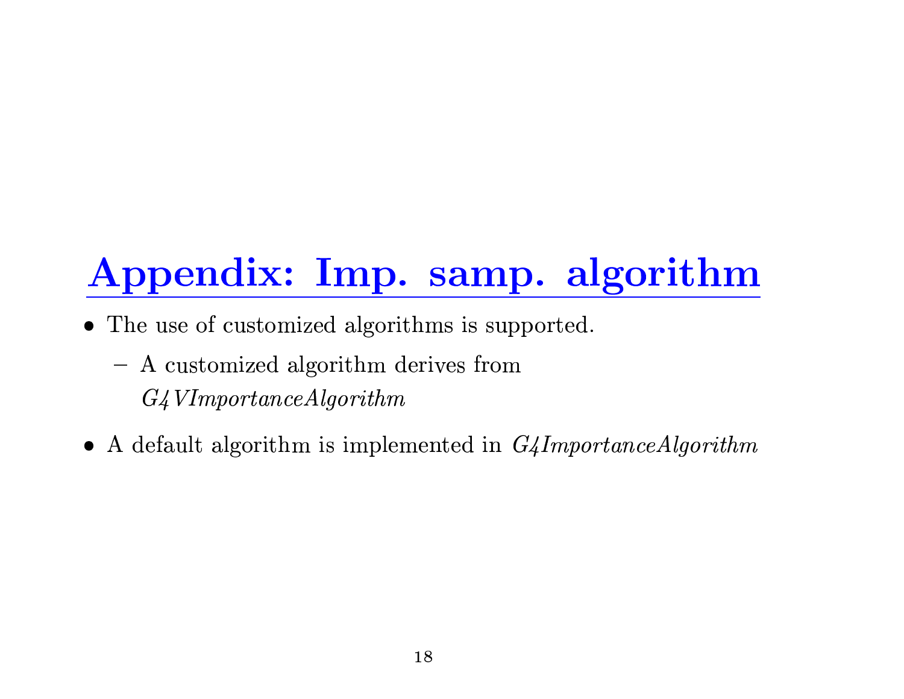# Appendix: Imp. samp. algorithm

- The use of customized algorithms is supported.
  - A customized algorithm derives from *G4VImportanceAlgorithm*
- A default algorithm is implemented in *G4ImportanceAlgorithm*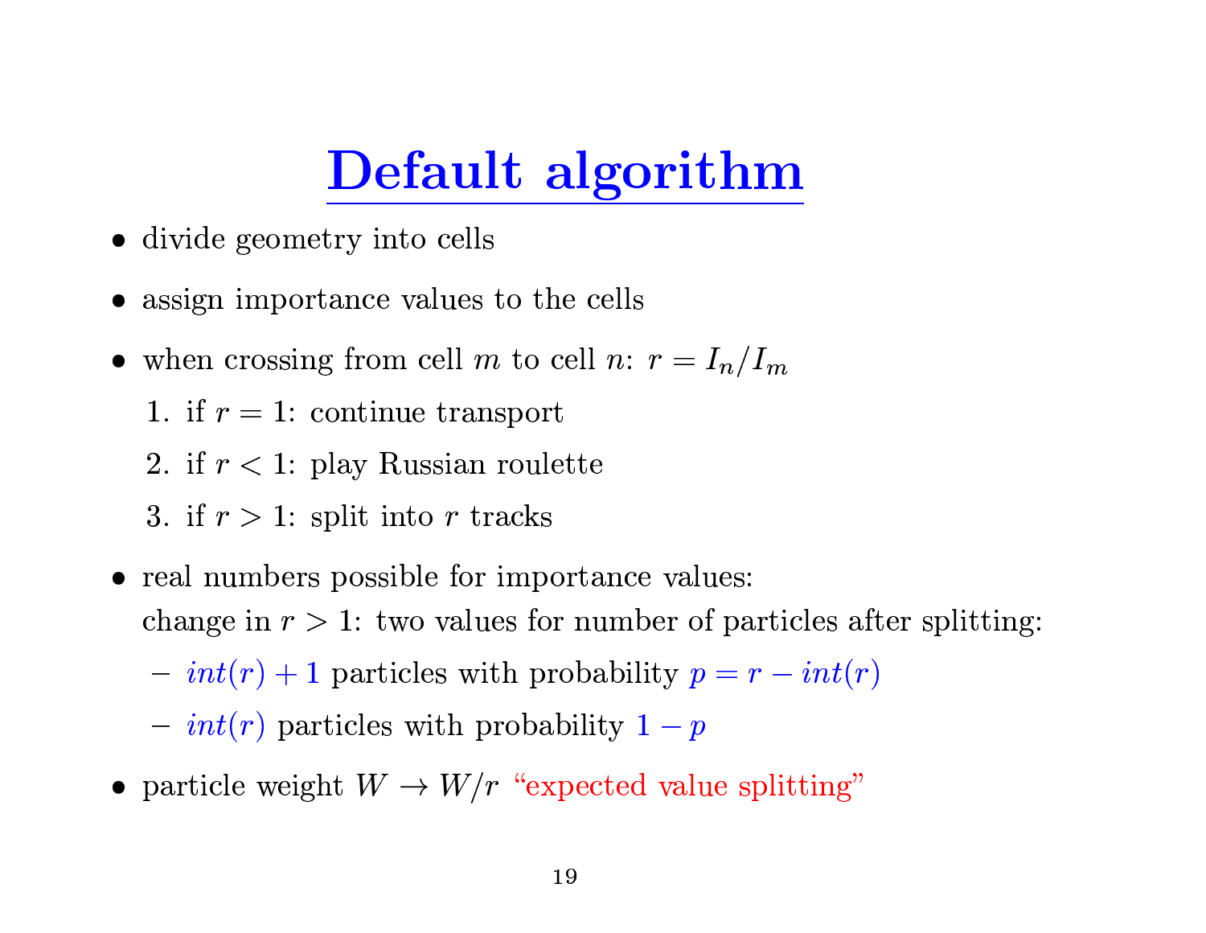# Default algorithm

- divide geometry into cells
- assign importance values to the cells
- when crossing from cell $m$ to cell $n$: $r = I_n/I_m$
  1. if $r = 1$: continue transport
  2. if $r < 1$: play Russian roulette
  3. if $r > 1$: split into $r$ tracks
- real numbers possible for importance values:
  change in $r > 1$: two values for number of particles after splitting:
  - $int(r) + 1$ particles with probability $p = r - int(r)$
  - $int(r)$ particles with probability $1 - p$
- particle weight $W \rightarrow W/r$ "expected value splitting"